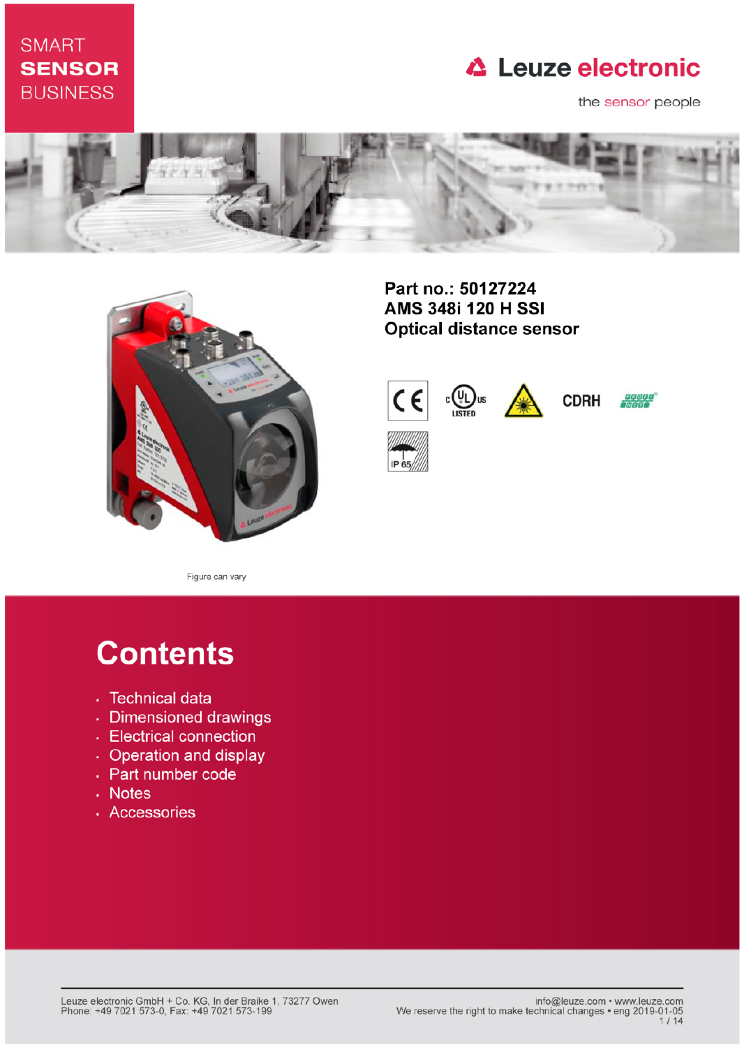SMART
**SENSOR**
BUSINESS

Leuze electronic

the sensor people

**Part no.: 50127224**
**AMS 348i 120 H SSI**
**Optical distance sensor**

Figure can vary

# Contents

- Technical data
- Dimensioned drawings
- Electrical connection
- Operation and display
- Part number code
- Notes
- Accessories

Leuze electronic GmbH + Co. KG, In der Braike 1, 73277 Owen
Phone: +49 7021 573-0, Fax: +49 7021 573-199

info@leuze.com • www.leuze.com
We reserve the right to make technical changes • eng 2019-01-05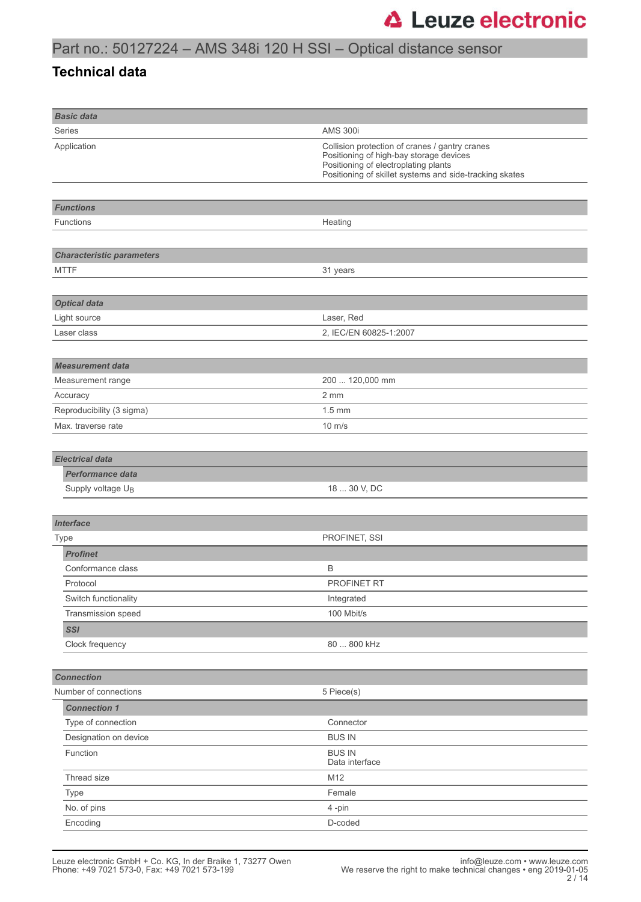# Part no.: 50127224 – AMS 348i 120 H SSI – Optical distance sensor

## Technical data

| **Basic data** | |
|---|---|
| Series | AMS 300i |
| Application | Collision protection of cranes / gantry cranes<br>Positioning of high-bay storage devices<br>Positioning of electroplating plants<br>Positioning of skillet systems and side-tracking skates |

| **Functions** | |
|---|---|
| Functions | Heating |

| **Characteristic parameters** | |
|---|---|
| MTTF | 31 years |

| **Optical data** | |
|---|---|
| Light source | Laser, Red |
| Laser class | 2, IEC/EN 60825-1:2007 |

| **Measurement data** | |
|---|---|
| Measurement range | 200 ... 120,000 mm |
| Accuracy | 2 mm |
| Reproducibility (3 sigma) | 1.5 mm |
| Max. traverse rate | 10 m/s |

| **Electrical data** | |
|---|---|
| **Performance data** | |
| Supply voltage $U_B$ | 18 ... 30 V, DC |

| **Interface** | |
|---|---|
| Type | PROFINET, SSI |
| **Profinet** | |
| Conformance class | B |
| Protocol | PROFINET RT |
| Switch functionality | Integrated |
| Transmission speed | 100 Mbit/s |
| **SSI** | |
| Clock frequency | 80 ... 800 kHz |

| **Connection** | |
|---|---|
| Number of connections | 5 Piece(s) |
| **Connection 1** | |
| Type of connection | Connector |
| Designation on device | BUS IN |
| Function | BUS IN<br>Data interface |
| Thread size | M12 |
| Type | Female |
| No. of pins | 4 -pin |
| Encoding | D-coded |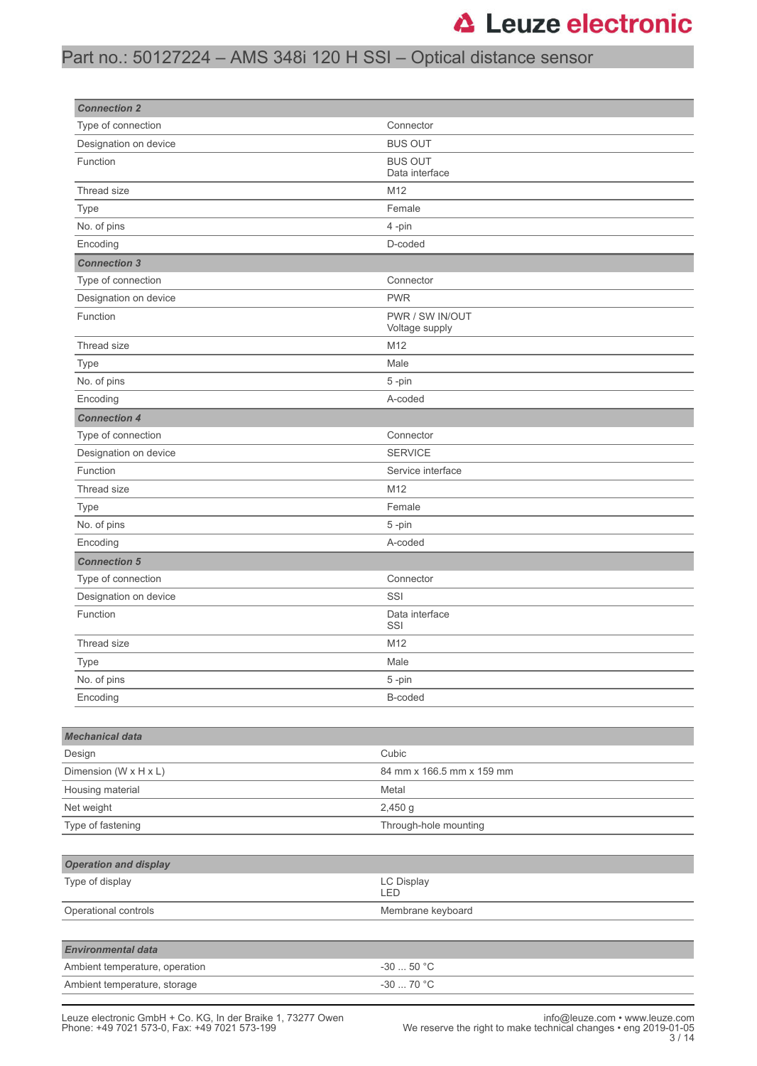| **Connection 2** | |
|---|---|
| Type of connection | Connector |
| Designation on device | BUS OUT |
| Function | BUS OUT<br>Data interface |
| Thread size | M12 |
| Type | Female |
| No. of pins | 4 -pin |
| Encoding | D-coded |
| **Connection 3** | |
| Type of connection | Connector |
| Designation on device | PWR |
| Function | PWR / SW IN/OUT<br>Voltage supply |
| Thread size | M12 |
| Type | Male |
| No. of pins | 5 -pin |
| Encoding | A-coded |
| **Connection 4** | |
| Type of connection | Connector |
| Designation on device | SERVICE |
| Function | Service interface |
| Thread size | M12 |
| Type | Female |
| No. of pins | 5 -pin |
| Encoding | A-coded |
| **Connection 5** | |
| Type of connection | Connector |
| Designation on device | SSI |
| Function | Data interface<br>SSI |
| Thread size | M12 |
| Type | Male |
| No. of pins | 5 -pin |
| Encoding | B-coded |

| **Mechanical data** | |
|---|---|
| Design | Cubic |
| Dimension (W x H x L) | 84 mm x 166.5 mm x 159 mm |
| Housing material | Metal |
| Net weight | 2,450 g |
| Type of fastening | Through-hole mounting |

| **Operation and display** | |
|---|---|
| Type of display | LC Display<br>LED |
| Operational controls | Membrane keyboard |

| **Environmental data** | |
|---|---|
| Ambient temperature, operation | -30 ... 50 °C |
| Ambient temperature, storage | -30 ... 70 °C |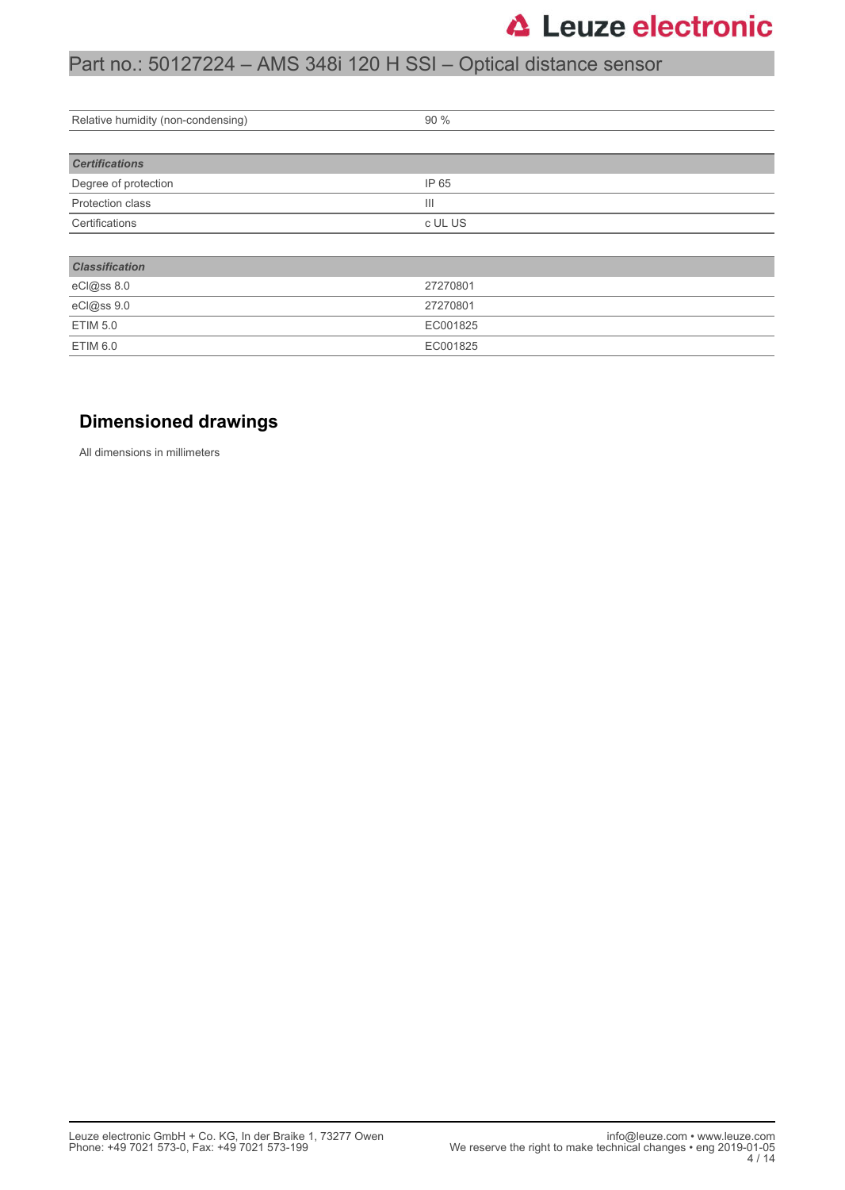| | |
|---|---|
| Relative humidity (non-condensing) | 90 % |

| Certifications | |
|---|---|
| Degree of protection | IP 65 |
| Protection class | III |
| Certifications | c UL US |

| Classification | |
|---|---|
| eCl@ss 8.0 | 27270801 |
| eCl@ss 9.0 | 27270801 |
| ETIM 5.0 | EC001825 |
| ETIM 6.0 | EC001825 |

## Dimensioned drawings

All dimensions in millimeters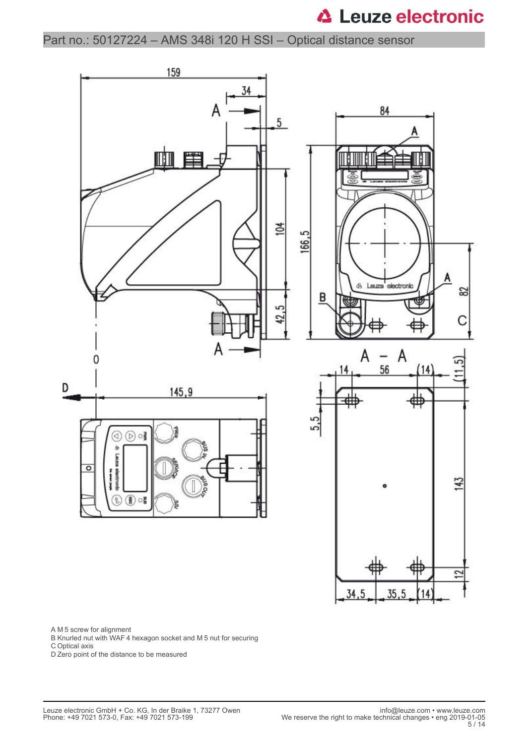Part no.: 50127224 – AMS 348i 120 H SSI – Optical distance sensor

A M 5 screw for alignment
B Knurled nut with WAF 4 hexagon socket and M 5 nut for securing
C Optical axis
D Zero point of the distance to be measured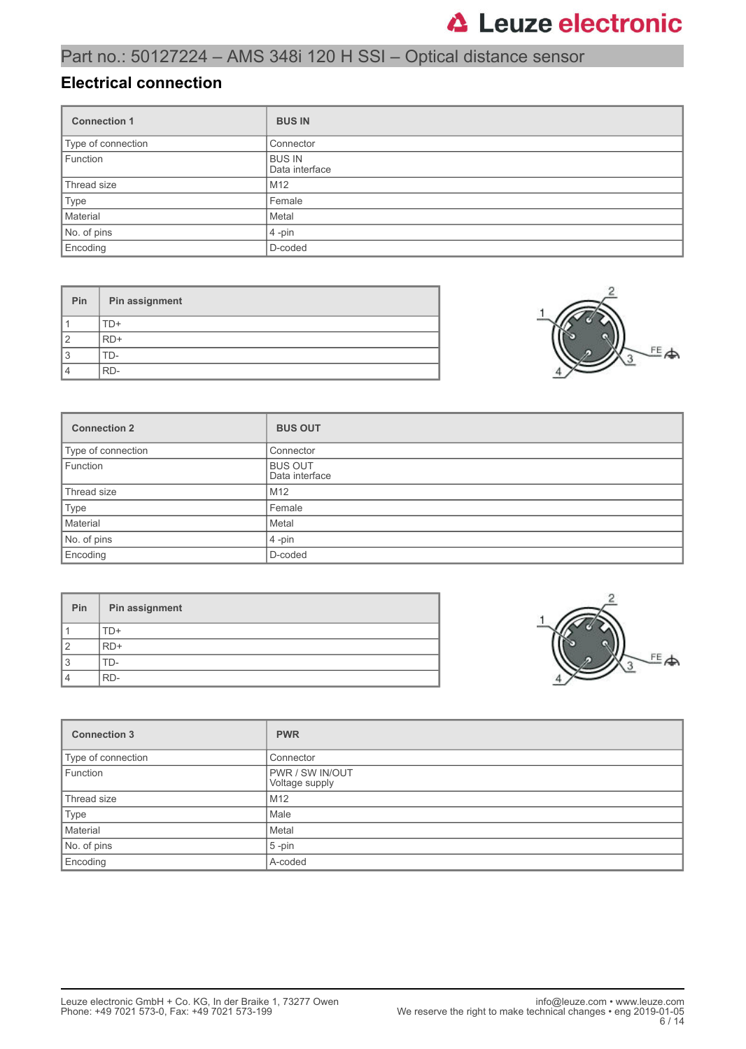## Electrical connection

| Connection 1 | BUS IN |
|---|---|
| Type of connection | Connector |
| Function | BUS IN<br>Data interface |
| Thread size | M12 |
| Type | Female |
| Material | Metal |
| No. of pins | 4 -pin |
| Encoding | D-coded |

| Pin | Pin assignment |
|---|---|
| 1 | TD+ |
| 2 | RD+ |
| 3 | TD- |
| 4 | RD- |

| Connection 2 | BUS OUT |
|---|---|
| Type of connection | Connector |
| Function | BUS OUT<br>Data interface |
| Thread size | M12 |
| Type | Female |
| Material | Metal |
| No. of pins | 4 -pin |
| Encoding | D-coded |

| Pin | Pin assignment |
|---|---|
| 1 | TD+ |
| 2 | RD+ |
| 3 | TD- |
| 4 | RD- |

| Connection 3 | PWR |
|---|---|
| Type of connection | Connector |
| Function | PWR / SW IN/OUT<br>Voltage supply |
| Thread size | M12 |
| Type | Male |
| Material | Metal |
| No. of pins | 5 -pin |
| Encoding | A-coded |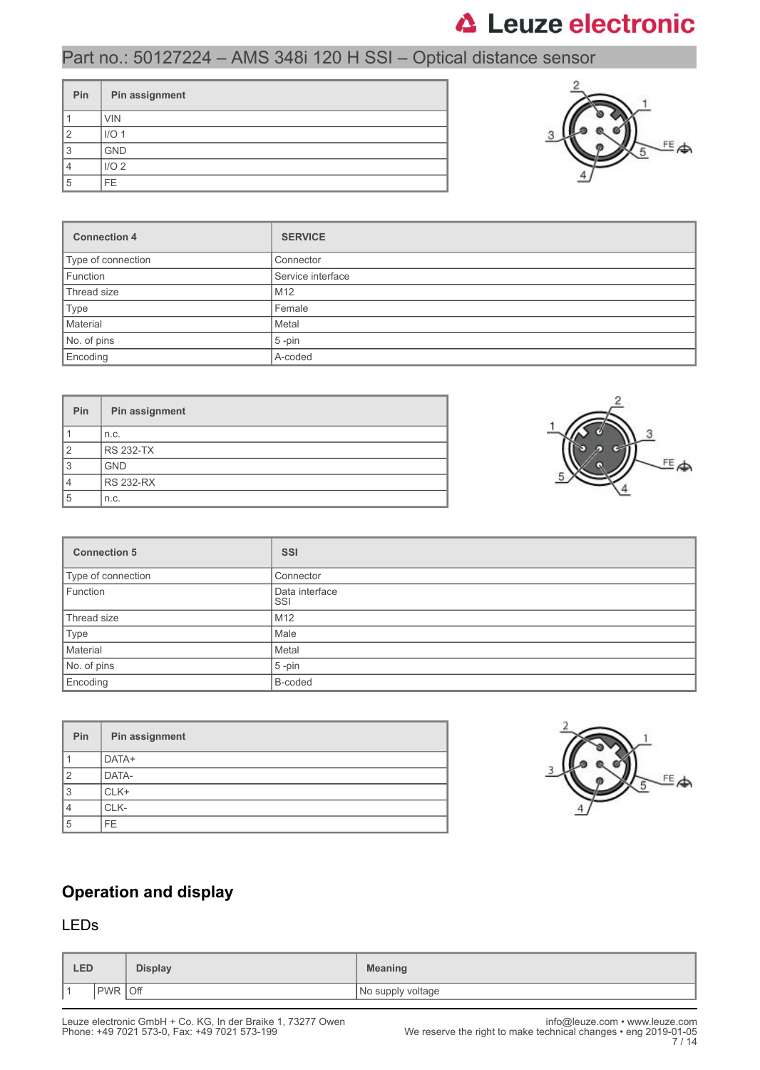| Pin | Pin assignment |
|---|---|
| 1 | VIN |
| 2 | I/O 1 |
| 3 | GND |
| 4 | I/O 2 |
| 5 | FE |

| Connection 4 | SERVICE |
|---|---|
| Type of connection | Connector |
| Function | Service interface |
| Thread size | M12 |
| Type | Female |
| Material | Metal |
| No. of pins | 5 -pin |
| Encoding | A-coded |

| Pin | Pin assignment |
|---|---|
| 1 | n.c. |
| 2 | RS 232-TX |
| 3 | GND |
| 4 | RS 232-RX |
| 5 | n.c. |

| Connection 5 | SSI |
|---|---|
| Type of connection | Connector |
| Function | Data interface SSI |
| Thread size | M12 |
| Type | Male |
| Material | Metal |
| No. of pins | 5 -pin |
| Encoding | B-coded |

| Pin | Pin assignment |
|---|---|
| 1 | DATA+ |
| 2 | DATA- |
| 3 | CLK+ |
| 4 | CLK- |
| 5 | FE |

## Operation and display

### LEDs

| LED | | Display | Meaning |
|---|---|---|---|
| 1 | PWR | Off | No supply voltage |

Leuze electronic GmbH + Co. KG, In der Braike 1, 73277 Owen
Phone: +49 7021 573-0, Fax: +49 7021 573-199

info@leuze.com • www.leuze.com
We reserve the right to make technical changes • eng 2019-01-05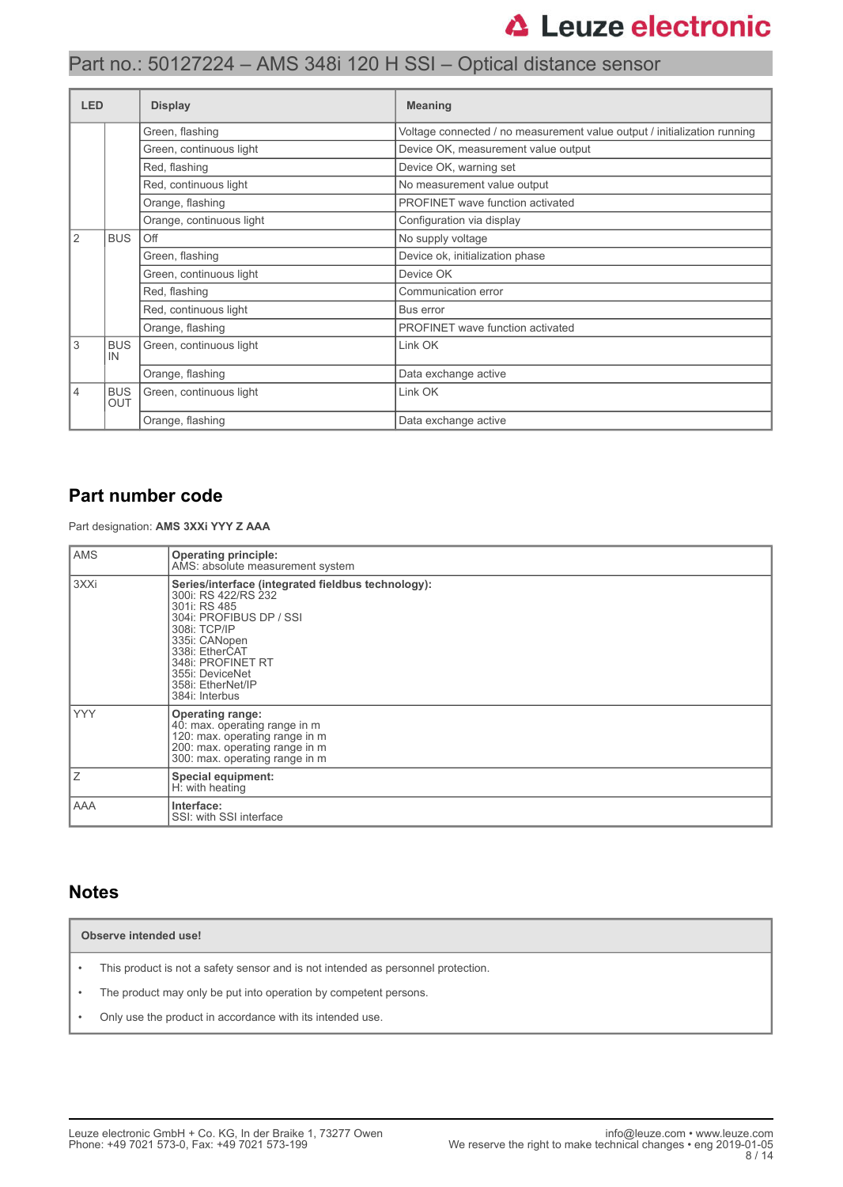| LED | | Display | Meaning |
|---|---|---|---|
| | | Green, flashing | Voltage connected / no measurement value output / initialization running |
| | | Green, continuous light | Device OK, measurement value output |
| | | Red, flashing | Device OK, warning set |
| | | Red, continuous light | No measurement value output |
| | | Orange, flashing | PROFINET wave function activated |
| | | Orange, continuous light | Configuration via display |
| 2 | BUS | Off | No supply voltage |
| | | Green, flashing | Device ok, initialization phase |
| | | Green, continuous light | Device OK |
| | | Red, flashing | Communication error |
| | | Red, continuous light | Bus error |
| | | Orange, flashing | PROFINET wave function activated |
| 3 | BUS IN | Green, continuous light | Link OK |
| | | Orange, flashing | Data exchange active |
| 4 | BUS OUT | Green, continuous light | Link OK |
| | | Orange, flashing | Data exchange active |

## Part number code

Part designation: **AMS 3XXi YYY Z AAA**

| AMS | **Operating principle:**<br>AMS: absolute measurement system |
|---|---|
| 3XXi | **Series/interface (integrated fieldbus technology):**<br>300i: RS 422/RS 232<br>301i: RS 485<br>304i: PROFIBUS DP / SSI<br>308i: TCP/IP<br>335i: CANopen<br>338i: EtherCAT<br>348i: PROFINET RT<br>355i: DeviceNet<br>358i: EtherNet/IP<br>384i: Interbus |
| YYY | **Operating range:**<br>40: max. operating range in m<br>120: max. operating range in m<br>200: max. operating range in m<br>300: max. operating range in m |
| Z | **Special equipment:**<br>H: with heating |
| AAA | **Interface:**<br>SSI: with SSI interface |

## Notes

**Observe intended use!**

- This product is not a safety sensor and is not intended as personnel protection.
- The product may only be put into operation by competent persons.
- Only use the product in accordance with its intended use.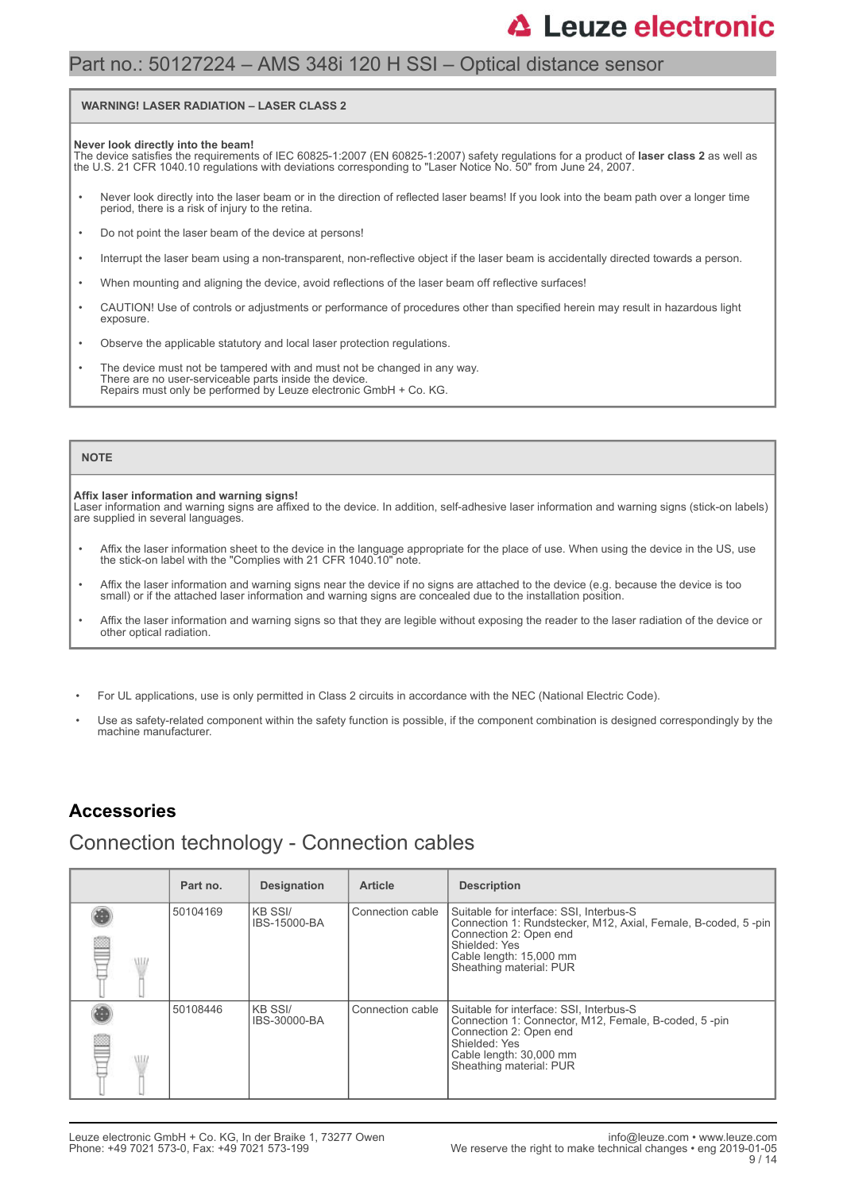## WARNING! LASER RADIATION – LASER CLASS 2

**Never look directly into the beam!**
The device satisfies the requirements of IEC 60825-1:2007 (EN 60825-1:2007) safety regulations for a product of **laser class 2** as well as the U.S. 21 CFR 1040.10 regulations with deviations corresponding to "Laser Notice No. 50" from June 24, 2007.

- Never look directly into the laser beam or in the direction of reflected laser beams! If you look into the beam path over a longer time period, there is a risk of injury to the retina.
- Do not point the laser beam of the device at persons!
- Interrupt the laser beam using a non-transparent, non-reflective object if the laser beam is accidentally directed towards a person.
- When mounting and aligning the device, avoid reflections of the laser beam off reflective surfaces!
- CAUTION! Use of controls or adjustments or performance of procedures other than specified herein may result in hazardous light exposure.
- Observe the applicable statutory and local laser protection regulations.
- The device must not be tampered with and must not be changed in any way.
  There are no user-serviceable parts inside the device.
  Repairs must only be performed by Leuze electronic GmbH + Co. KG.

## NOTE

**Affix laser information and warning signs!**
Laser information and warning signs are affixed to the device. In addition, self-adhesive laser information and warning signs (stick-on labels) are supplied in several languages.

- Affix the laser information sheet to the device in the language appropriate for the place of use. When using the device in the US, use the stick-on label with the "Complies with 21 CFR 1040.10" note.
- Affix the laser information and warning signs near the device if no signs are attached to the device (e.g. because the device is too small) or if the attached laser information and warning signs are concealed due to the installation position.
- Affix the laser information and warning signs so that they are legible without exposing the reader to the laser radiation of the device or other optical radiation.

- For UL applications, use is only permitted in Class 2 circuits in accordance with the NEC (National Electric Code).
- Use as safety-related component within the safety function is possible, if the component combination is designed correspondingly by the machine manufacturer.

# Accessories

## Connection technology - Connection cables

| | Part no. | Designation | Article | Description |
|---|---|---|---|---|
| | 50104169 | KB SSI/ IBS-15000-BA | Connection cable | Suitable for interface: SSI, Interbus-S<br>Connection 1: Rundstecker, M12, Axial, Female, B-coded, 5 -pin<br>Connection 2: Open end<br>Shielded: Yes<br>Cable length: 15,000 mm<br>Sheathing material: PUR |
| | 50108446 | KB SSI/ IBS-30000-BA | Connection cable | Suitable for interface: SSI, Interbus-S<br>Connection 1: Connector, M12, Female, B-coded, 5 -pin<br>Connection 2: Open end<br>Shielded: Yes<br>Cable length: 30,000 mm<br>Sheathing material: PUR |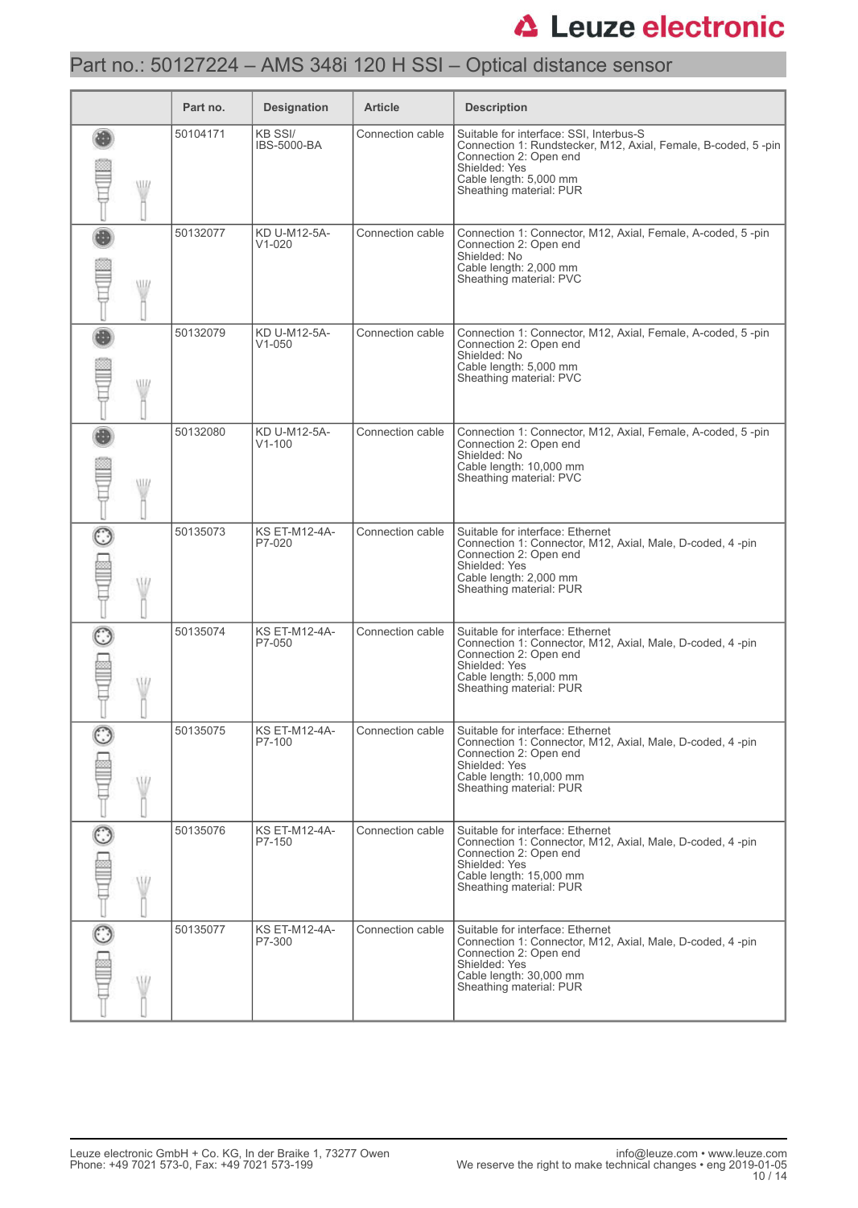# Part no.: 50127224 – AMS 348i 120 H SSI – Optical distance sensor

| | Part no. | Designation | Article | Description |
|---|---|---|---|---|
| | 50104171 | KB SSI/ IBS-5000-BA | Connection cable | Suitable for interface: SSI, Interbus-S<br>Connection 1: Rundstecker, M12, Axial, Female, B-coded, 5 -pin<br>Connection 2: Open end<br>Shielded: Yes<br>Cable length: 5,000 mm<br>Sheathing material: PUR |
| | 50132077 | KD U-M12-5A-V1-020 | Connection cable | Connection 1: Connector, M12, Axial, Female, A-coded, 5 -pin<br>Connection 2: Open end<br>Shielded: No<br>Cable length: 2,000 mm<br>Sheathing material: PVC |
| | 50132079 | KD U-M12-5A-V1-050 | Connection cable | Connection 1: Connector, M12, Axial, Female, A-coded, 5 -pin<br>Connection 2: Open end<br>Shielded: No<br>Cable length: 5,000 mm<br>Sheathing material: PVC |
| | 50132080 | KD U-M12-5A-V1-100 | Connection cable | Connection 1: Connector, M12, Axial, Female, A-coded, 5 -pin<br>Connection 2: Open end<br>Shielded: No<br>Cable length: 10,000 mm<br>Sheathing material: PVC |
| | 50135073 | KS ET-M12-4A-P7-020 | Connection cable | Suitable for interface: Ethernet<br>Connection 1: Connector, M12, Axial, Male, D-coded, 4 -pin<br>Connection 2: Open end<br>Shielded: Yes<br>Cable length: 2,000 mm<br>Sheathing material: PUR |
| | 50135074 | KS ET-M12-4A-P7-050 | Connection cable | Suitable for interface: Ethernet<br>Connection 1: Connector, M12, Axial, Male, D-coded, 4 -pin<br>Connection 2: Open end<br>Shielded: Yes<br>Cable length: 5,000 mm<br>Sheathing material: PUR |
| | 50135075 | KS ET-M12-4A-P7-100 | Connection cable | Suitable for interface: Ethernet<br>Connection 1: Connector, M12, Axial, Male, D-coded, 4 -pin<br>Connection 2: Open end<br>Shielded: Yes<br>Cable length: 10,000 mm<br>Sheathing material: PUR |
| | 50135076 | KS ET-M12-4A-P7-150 | Connection cable | Suitable for interface: Ethernet<br>Connection 1: Connector, M12, Axial, Male, D-coded, 4 -pin<br>Connection 2: Open end<br>Shielded: Yes<br>Cable length: 15,000 mm<br>Sheathing material: PUR |
| | 50135077 | KS ET-M12-4A-P7-300 | Connection cable | Suitable for interface: Ethernet<br>Connection 1: Connector, M12, Axial, Male, D-coded, 4 -pin<br>Connection 2: Open end<br>Shielded: Yes<br>Cable length: 30,000 mm<br>Sheathing material: PUR |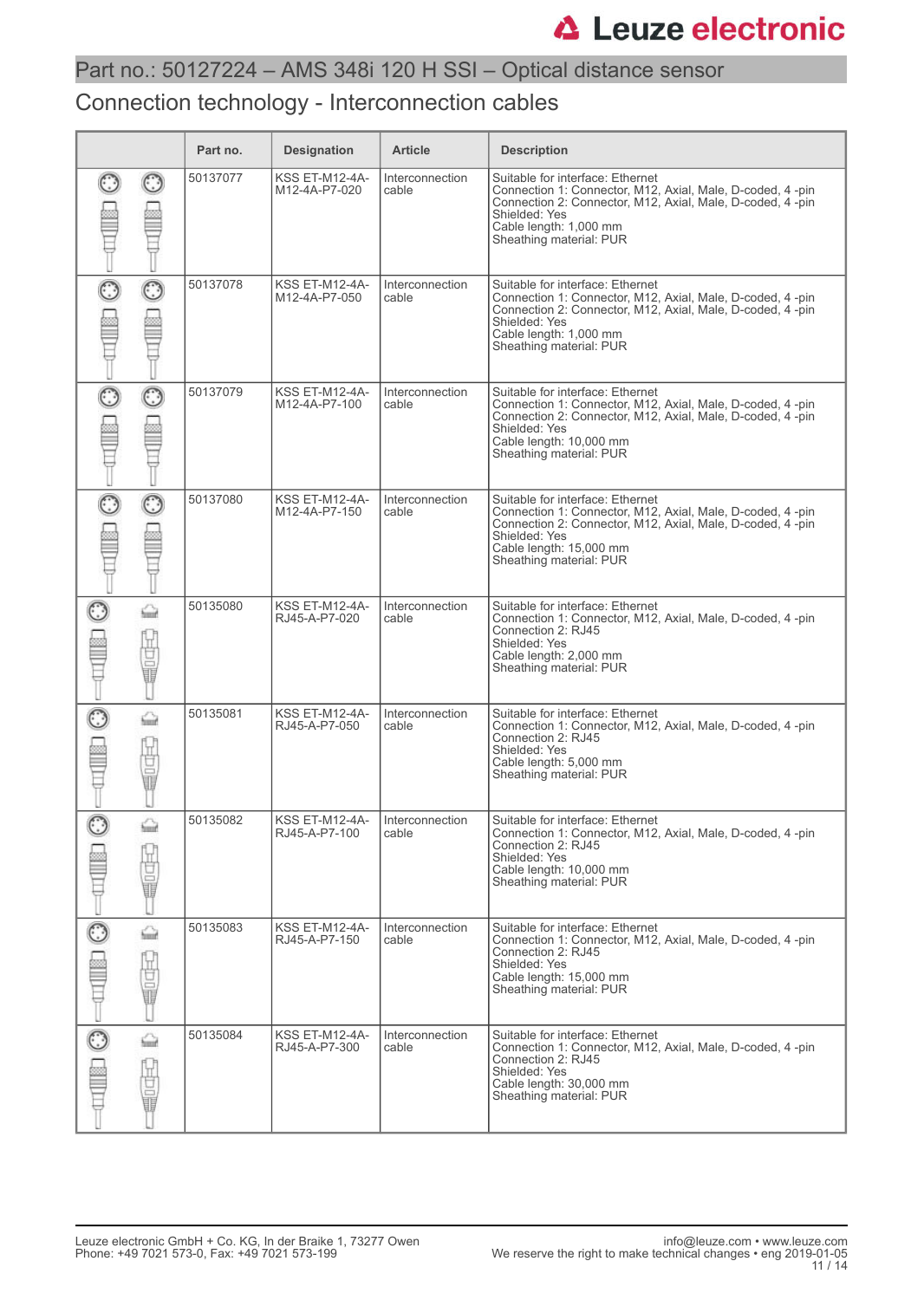# Part no.: 50127224 – AMS 348i 120 H SSI – Optical distance sensor

## Connection technology - Interconnection cables

| | Part no. | Designation | Article | Description |
|---|---|---|---|---|
| | 50137077 | KSS ET-M12-4A-M12-4A-P7-020 | Interconnection cable | Suitable for interface: Ethernet<br>Connection 1: Connector, M12, Axial, Male, D-coded, 4 -pin<br>Connection 2: Connector, M12, Axial, Male, D-coded, 4 -pin<br>Shielded: Yes<br>Cable length: 1,000 mm<br>Sheathing material: PUR |
| | 50137078 | KSS ET-M12-4A-M12-4A-P7-050 | Interconnection cable | Suitable for interface: Ethernet<br>Connection 1: Connector, M12, Axial, Male, D-coded, 4 -pin<br>Connection 2: Connector, M12, Axial, Male, D-coded, 4 -pin<br>Shielded: Yes<br>Cable length: 1,000 mm<br>Sheathing material: PUR |
| | 50137079 | KSS ET-M12-4A-M12-4A-P7-100 | Interconnection cable | Suitable for interface: Ethernet<br>Connection 1: Connector, M12, Axial, Male, D-coded, 4 -pin<br>Connection 2: Connector, M12, Axial, Male, D-coded, 4 -pin<br>Shielded: Yes<br>Cable length: 10,000 mm<br>Sheathing material: PUR |
| | 50137080 | KSS ET-M12-4A-M12-4A-P7-150 | Interconnection cable | Suitable for interface: Ethernet<br>Connection 1: Connector, M12, Axial, Male, D-coded, 4 -pin<br>Connection 2: Connector, M12, Axial, Male, D-coded, 4 -pin<br>Shielded: Yes<br>Cable length: 15,000 mm<br>Sheathing material: PUR |
| | 50135080 | KSS ET-M12-4A-RJ45-A-P7-020 | Interconnection cable | Suitable for interface: Ethernet<br>Connection 1: Connector, M12, Axial, Male, D-coded, 4 -pin<br>Connection 2: RJ45<br>Shielded: Yes<br>Cable length: 2,000 mm<br>Sheathing material: PUR |
| | 50135081 | KSS ET-M12-4A-RJ45-A-P7-050 | Interconnection cable | Suitable for interface: Ethernet<br>Connection 1: Connector, M12, Axial, Male, D-coded, 4 -pin<br>Connection 2: RJ45<br>Shielded: Yes<br>Cable length: 5,000 mm<br>Sheathing material: PUR |
| | 50135082 | KSS ET-M12-4A-RJ45-A-P7-100 | Interconnection cable | Suitable for interface: Ethernet<br>Connection 1: Connector, M12, Axial, Male, D-coded, 4 -pin<br>Connection 2: RJ45<br>Shielded: Yes<br>Cable length: 10,000 mm<br>Sheathing material: PUR |
| | 50135083 | KSS ET-M12-4A-RJ45-A-P7-150 | Interconnection cable | Suitable for interface: Ethernet<br>Connection 1: Connector, M12, Axial, Male, D-coded, 4 -pin<br>Connection 2: RJ45<br>Shielded: Yes<br>Cable length: 15,000 mm<br>Sheathing material: PUR |
| | 50135084 | KSS ET-M12-4A-RJ45-A-P7-300 | Interconnection cable | Suitable for interface: Ethernet<br>Connection 1: Connector, M12, Axial, Male, D-coded, 4 -pin<br>Connection 2: RJ45<br>Shielded: Yes<br>Cable length: 30,000 mm<br>Sheathing material: PUR |

Leuze electronic GmbH + Co. KG, In der Braike 1, 73277 Owen
Phone: +49 7021 573-0, Fax: +49 7021 573-199

info@leuze.com • www.leuze.com
We reserve the right to make technical changes • eng 2019-01-05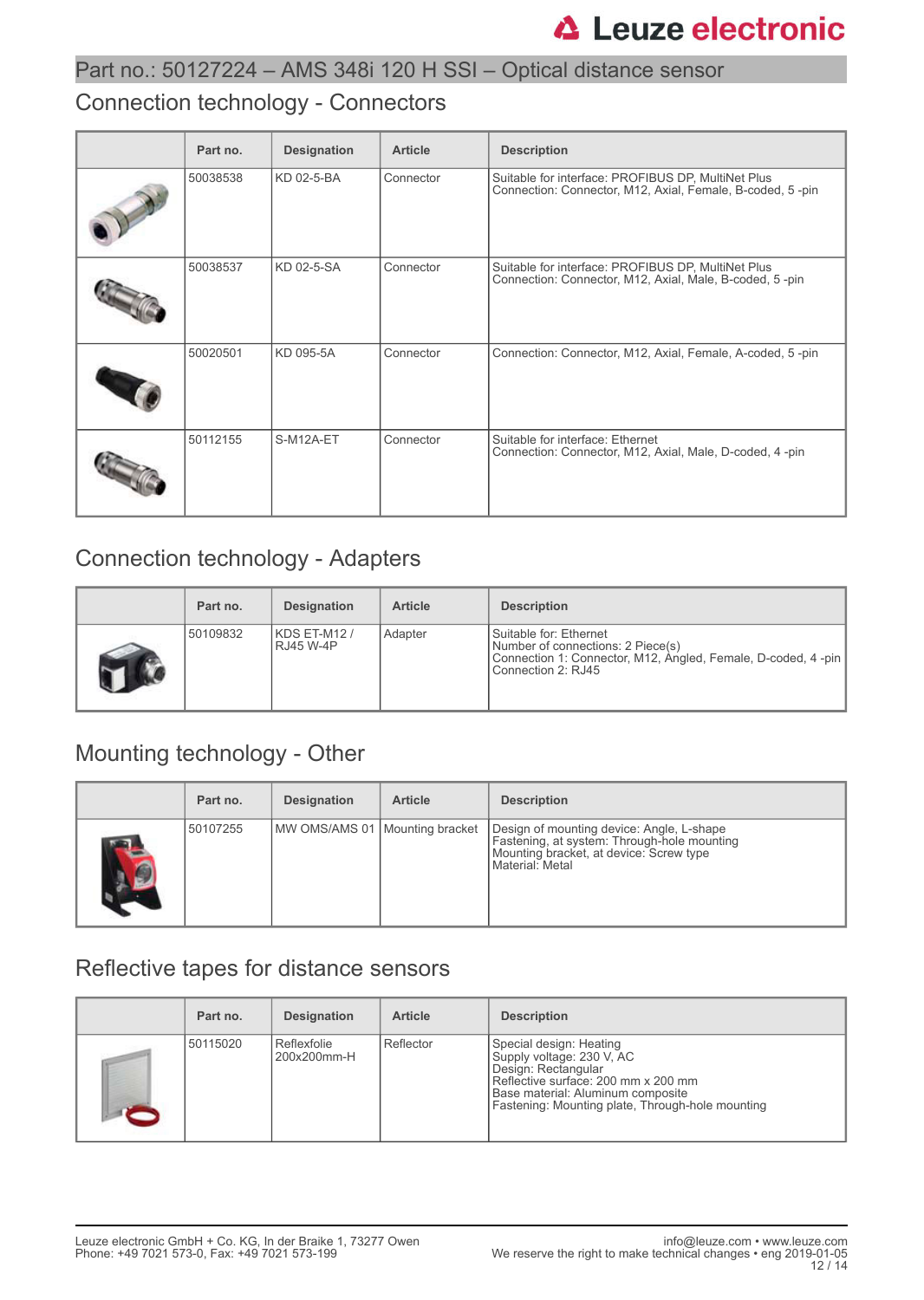## Part no.: 50127224 – AMS 348i 120 H SSI – Optical distance sensor

## Connection technology - Connectors

| | Part no. | Designation | Article | Description |
|---|---|---|---|---|
| | 50038538 | KD 02-5-BA | Connector | Suitable for interface: PROFIBUS DP, MultiNet Plus<br>Connection: Connector, M12, Axial, Female, B-coded, 5 -pin |
| | 50038537 | KD 02-5-SA | Connector | Suitable for interface: PROFIBUS DP, MultiNet Plus<br>Connection: Connector, M12, Axial, Male, B-coded, 5 -pin |
| | 50020501 | KD 095-5A | Connector | Connection: Connector, M12, Axial, Female, A-coded, 5 -pin |
| | 50112155 | S-M12A-ET | Connector | Suitable for interface: Ethernet<br>Connection: Connector, M12, Axial, Male, D-coded, 4 -pin |

## Connection technology - Adapters

| | Part no. | Designation | Article | Description |
|---|---|---|---|---|
| | 50109832 | KDS ET-M12 / RJ45 W-4P | Adapter | Suitable for: Ethernet<br>Number of connections: 2 Piece(s)<br>Connection 1: Connector, M12, Angled, Female, D-coded, 4 -pin<br>Connection 2: RJ45 |

## Mounting technology - Other

| | Part no. | Designation | Article | Description |
|---|---|---|---|---|
| | 50107255 | MW OMS/AMS 01 | Mounting bracket | Design of mounting device: Angle, L-shape<br>Fastening, at system: Through-hole mounting<br>Mounting bracket, at device: Screw type<br>Material: Metal |

## Reflective tapes for distance sensors

| | Part no. | Designation | Article | Description |
|---|---|---|---|---|
| | 50115020 | Reflexfolie 200x200mm-H | Reflector | Special design: Heating<br>Supply voltage: 230 V, AC<br>Design: Rectangular<br>Reflective surface: 200 mm x 200 mm<br>Base material: Aluminum composite<br>Fastening: Mounting plate, Through-hole mounting |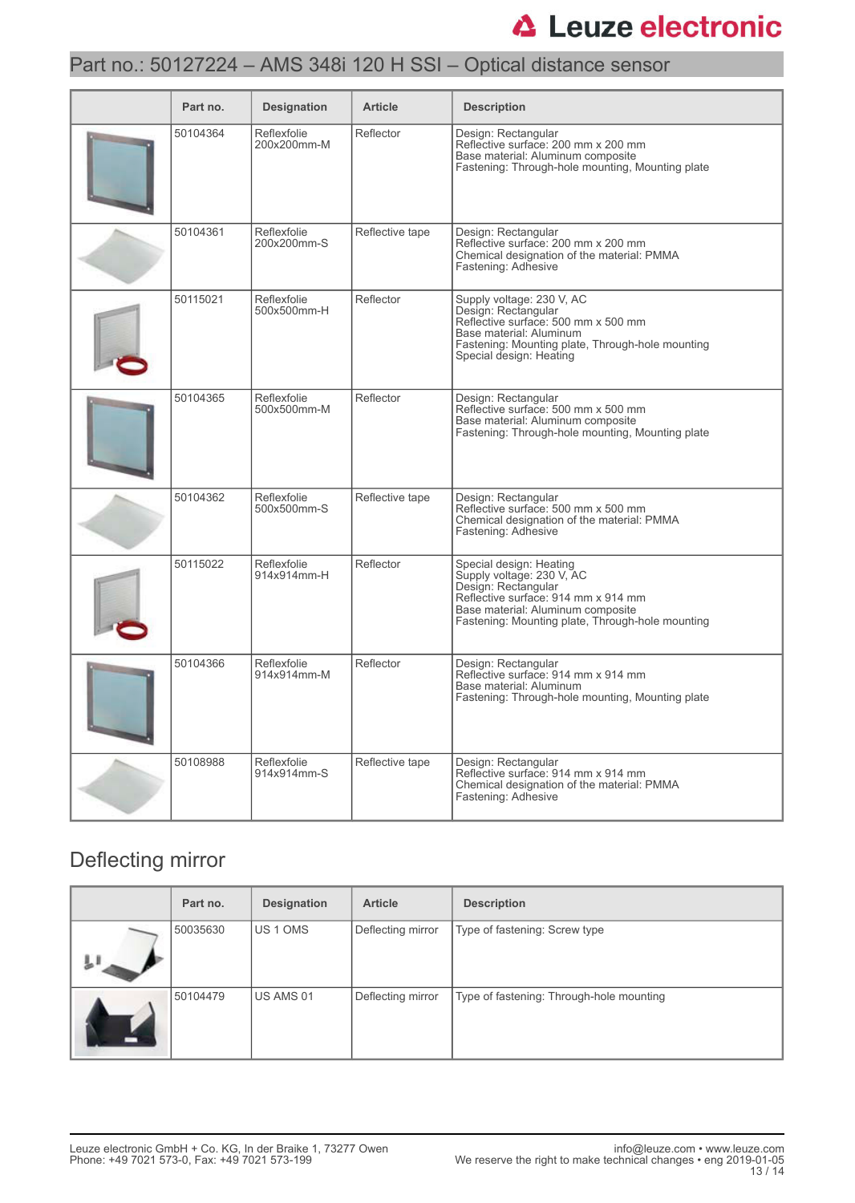# Part no.: 50127224 – AMS 348i 120 H SSI – Optical distance sensor

| | Part no. | Designation | Article | Description |
|---|---|---|---|---|
| | 50104364 | Reflexfolie 200x200mm-M | Reflector | Design: Rectangular<br>Reflective surface: 200 mm x 200 mm<br>Base material: Aluminum composite<br>Fastening: Through-hole mounting, Mounting plate |
| | 50104361 | Reflexfolie 200x200mm-S | Reflective tape | Design: Rectangular<br>Reflective surface: 200 mm x 200 mm<br>Chemical designation of the material: PMMA<br>Fastening: Adhesive |
| | 50115021 | Reflexfolie 500x500mm-H | Reflector | Supply voltage: 230 V, AC<br>Design: Rectangular<br>Reflective surface: 500 mm x 500 mm<br>Base material: Aluminum<br>Fastening: Mounting plate, Through-hole mounting<br>Special design: Heating |
| | 50104365 | Reflexfolie 500x500mm-M | Reflector | Design: Rectangular<br>Reflective surface: 500 mm x 500 mm<br>Base material: Aluminum composite<br>Fastening: Through-hole mounting, Mounting plate |
| | 50104362 | Reflexfolie 500x500mm-S | Reflective tape | Design: Rectangular<br>Reflective surface: 500 mm x 500 mm<br>Chemical designation of the material: PMMA<br>Fastening: Adhesive |
| | 50115022 | Reflexfolie 914x914mm-H | Reflector | Special design: Heating<br>Supply voltage: 230 V, AC<br>Design: Rectangular<br>Reflective surface: 914 mm x 914 mm<br>Base material: Aluminum composite<br>Fastening: Mounting plate, Through-hole mounting |
| | 50104366 | Reflexfolie 914x914mm-M | Reflector | Design: Rectangular<br>Reflective surface: 914 mm x 914 mm<br>Base material: Aluminum<br>Fastening: Through-hole mounting, Mounting plate |
| | 50108988 | Reflexfolie 914x914mm-S | Reflective tape | Design: Rectangular<br>Reflective surface: 914 mm x 914 mm<br>Chemical designation of the material: PMMA<br>Fastening: Adhesive |

## Deflecting mirror

| | Part no. | Designation | Article | Description |
|---|---|---|---|---|
| | 50035630 | US 1 OMS | Deflecting mirror | Type of fastening: Screw type |
| | 50104479 | US AMS 01 | Deflecting mirror | Type of fastening: Through-hole mounting |

Leuze electronic GmbH + Co. KG, In der Braike 1, 73277 Owen
Phone: +49 7021 573-0, Fax: +49 7021 573-199

info@leuze.com • www.leuze.com
We reserve the right to make technical changes • eng 2019-01-05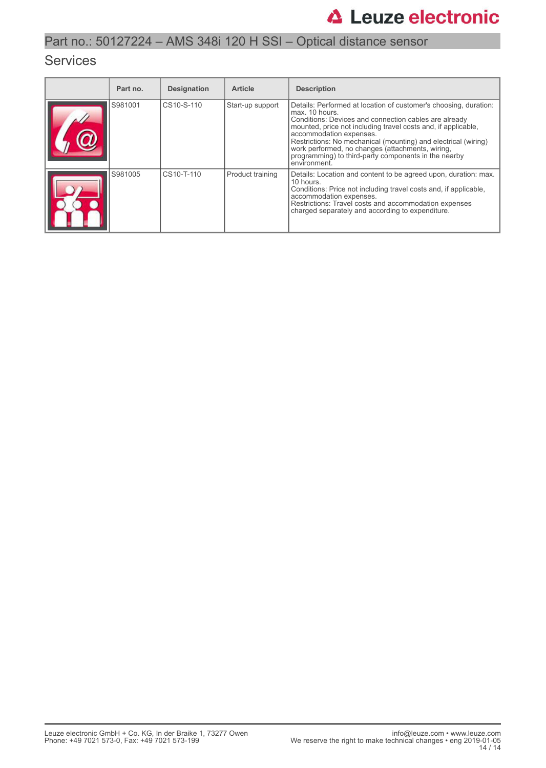## Services

| | Part no. | Designation | Article | Description |
|---|---|---|---|---|
| | S981001 | CS10-S-110 | Start-up support | Details: Performed at location of customer's choosing, duration: max. 10 hours.<br>Conditions: Devices and connection cables are already mounted, price not including travel costs and, if applicable, accommodation expenses.<br>Restrictions: No mechanical (mounting) and electrical (wiring) work performed, no changes (attachments, wiring, programming) to third-party components in the nearby environment. |
| | S981005 | CS10-T-110 | Product training | Details: Location and content to be agreed upon, duration: max. 10 hours.<br>Conditions: Price not including travel costs and, if applicable, accommodation expenses.<br>Restrictions: Travel costs and accommodation expenses charged separately and according to expenditure. |